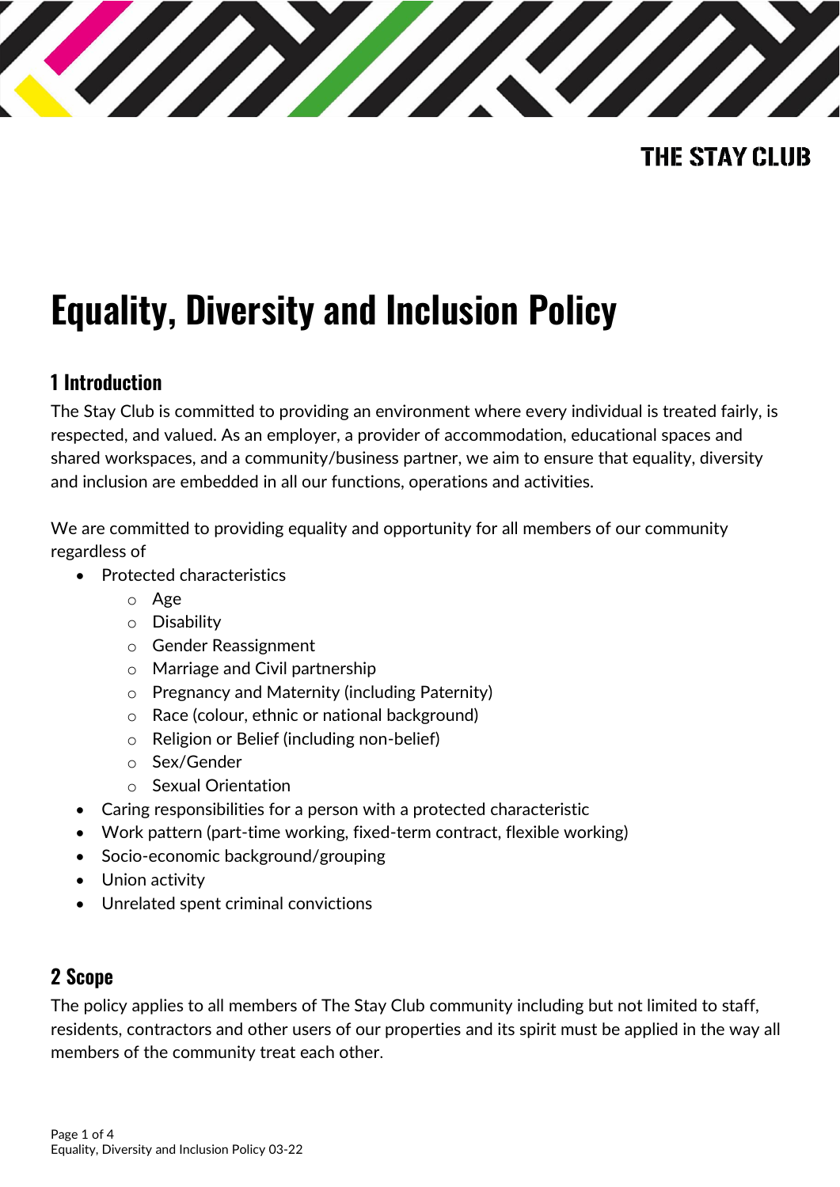THE STAY CLUB

# Equality, Diversity and Inclusion Policy

## 1 Introduction

The Stay Club is committed to providing an environment where every individual is treated fairly, is respected, and valued. As an employer, a provider of accommodation, educational spaces and shared workspaces, and a community/business partner, we aim to ensure that equality, diversity and inclusion are embedded in all our functions, operations and activities.

We are committed to providing equality and opportunity for all members of our community regardless of

- Protected characteristics
  - Age
  - Disability
  - Gender Reassignment
  - Marriage and Civil partnership
  - Pregnancy and Maternity (including Paternity)
  - Race (colour, ethnic or national background)
  - Religion or Belief (including non-belief)
  - Sex/Gender
  - Sexual Orientation
- Caring responsibilities for a person with a protected characteristic
- Work pattern (part-time working, fixed-term contract, flexible working)
- Socio-economic background/grouping
- Union activity
- Unrelated spent criminal convictions

## 2 Scope

The policy applies to all members of The Stay Club community including but not limited to staff, residents, contractors and other users of our properties and its spirit must be applied in the way all members of the community treat each other.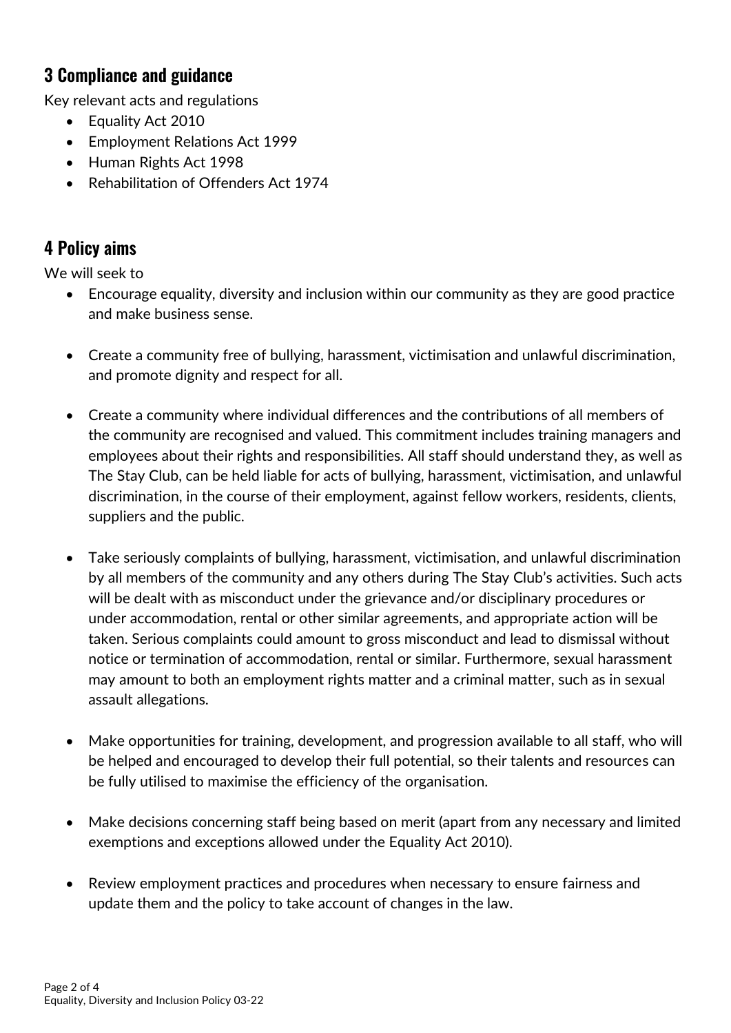## 3 Compliance and guidance

Key relevant acts and regulations

- Equality Act 2010
- Employment Relations Act 1999
- Human Rights Act 1998
- Rehabilitation of Offenders Act 1974

## 4 Policy aims

We will seek to

- Encourage equality, diversity and inclusion within our community as they are good practice and make business sense.

- Create a community free of bullying, harassment, victimisation and unlawful discrimination, and promote dignity and respect for all.

- Create a community where individual differences and the contributions of all members of the community are recognised and valued. This commitment includes training managers and employees about their rights and responsibilities. All staff should understand they, as well as The Stay Club, can be held liable for acts of bullying, harassment, victimisation, and unlawful discrimination, in the course of their employment, against fellow workers, residents, clients, suppliers and the public.

- Take seriously complaints of bullying, harassment, victimisation, and unlawful discrimination by all members of the community and any others during The Stay Club's activities. Such acts will be dealt with as misconduct under the grievance and/or disciplinary procedures or under accommodation, rental or other similar agreements, and appropriate action will be taken. Serious complaints could amount to gross misconduct and lead to dismissal without notice or termination of accommodation, rental or similar. Furthermore, sexual harassment may amount to both an employment rights matter and a criminal matter, such as in sexual assault allegations.

- Make opportunities for training, development, and progression available to all staff, who will be helped and encouraged to develop their full potential, so their talents and resources can be fully utilised to maximise the efficiency of the organisation.

- Make decisions concerning staff being based on merit (apart from any necessary and limited exemptions and exceptions allowed under the Equality Act 2010).

- Review employment practices and procedures when necessary to ensure fairness and update them and the policy to take account of changes in the law.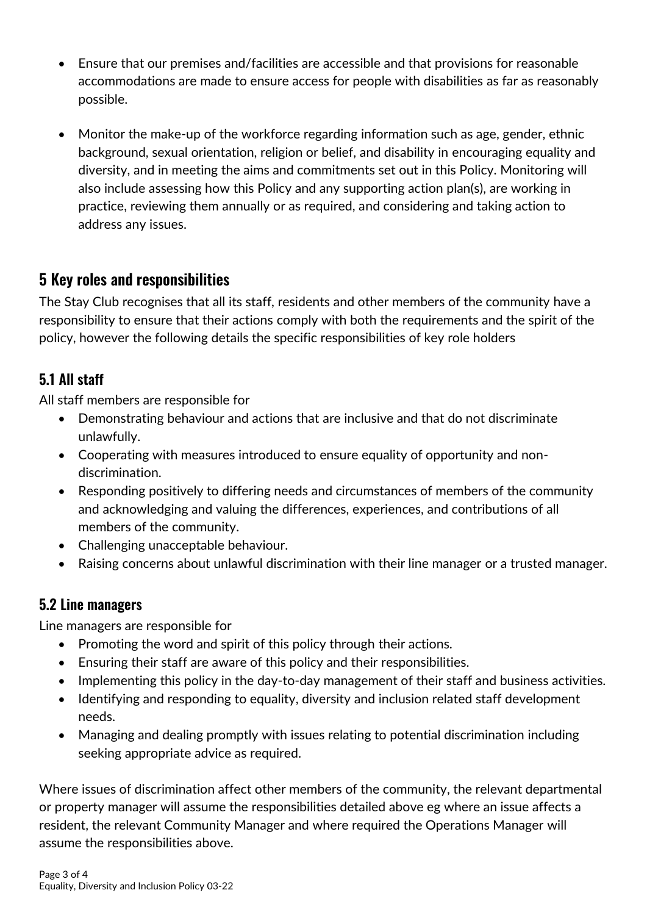- Ensure that our premises and/facilities are accessible and that provisions for reasonable accommodations are made to ensure access for people with disabilities as far as reasonably possible.

- Monitor the make-up of the workforce regarding information such as age, gender, ethnic background, sexual orientation, religion or belief, and disability in encouraging equality and diversity, and in meeting the aims and commitments set out in this Policy. Monitoring will also include assessing how this Policy and any supporting action plan(s), are working in practice, reviewing them annually or as required, and considering and taking action to address any issues.

## 5 Key roles and responsibilities

The Stay Club recognises that all its staff, residents and other members of the community have a responsibility to ensure that their actions comply with both the requirements and the spirit of the policy, however the following details the specific responsibilities of key role holders

### 5.1 All staff

All staff members are responsible for

- Demonstrating behaviour and actions that are inclusive and that do not discriminate unlawfully.
- Cooperating with measures introduced to ensure equality of opportunity and non-discrimination.
- Responding positively to differing needs and circumstances of members of the community and acknowledging and valuing the differences, experiences, and contributions of all members of the community.
- Challenging unacceptable behaviour.
- Raising concerns about unlawful discrimination with their line manager or a trusted manager.

### 5.2 Line managers

Line managers are responsible for

- Promoting the word and spirit of this policy through their actions.
- Ensuring their staff are aware of this policy and their responsibilities.
- Implementing this policy in the day-to-day management of their staff and business activities.
- Identifying and responding to equality, diversity and inclusion related staff development needs.
- Managing and dealing promptly with issues relating to potential discrimination including seeking appropriate advice as required.

Where issues of discrimination affect other members of the community, the relevant departmental or property manager will assume the responsibilities detailed above eg where an issue affects a resident, the relevant Community Manager and where required the Operations Manager will assume the responsibilities above.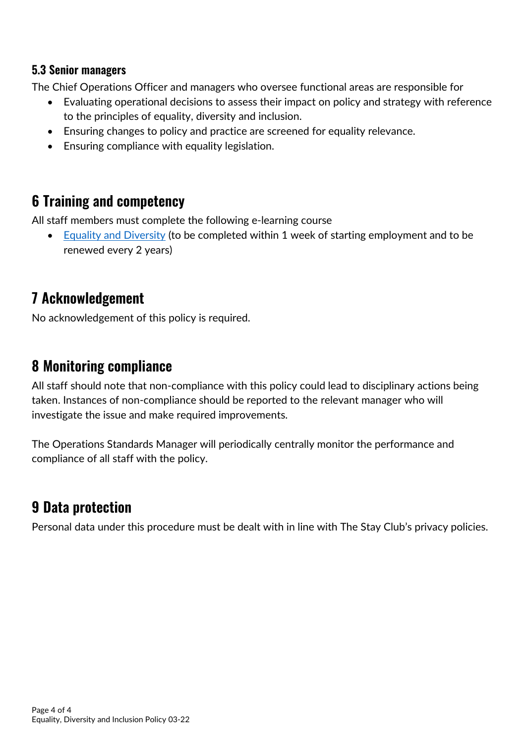### 5.3 Senior managers

The Chief Operations Officer and managers who oversee functional areas are responsible for

- Evaluating operational decisions to assess their impact on policy and strategy with reference to the principles of equality, diversity and inclusion.
- Ensuring changes to policy and practice are screened for equality relevance.
- Ensuring compliance with equality legislation.

## 6 Training and competency

All staff members must complete the following e-learning course

- Equality and Diversity (to be completed within 1 week of starting employment and to be renewed every 2 years)

## 7 Acknowledgement

No acknowledgement of this policy is required.

## 8 Monitoring compliance

All staff should note that non-compliance with this policy could lead to disciplinary actions being taken. Instances of non-compliance should be reported to the relevant manager who will investigate the issue and make required improvements.

The Operations Standards Manager will periodically centrally monitor the performance and compliance of all staff with the policy.

## 9 Data protection

Personal data under this procedure must be dealt with in line with The Stay Club's privacy policies.